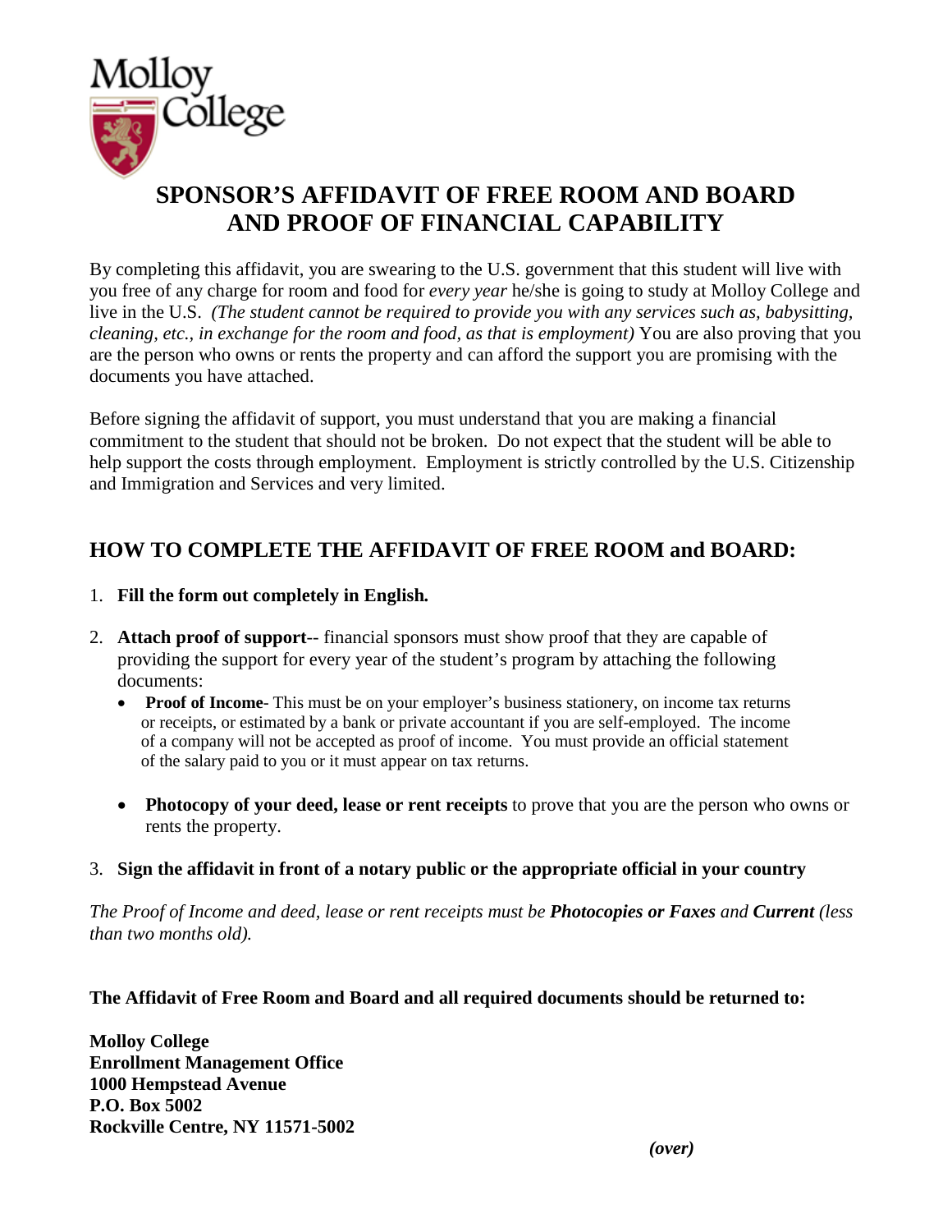Molloy College

# SPONSOR'S AFFIDAVIT OF FREE ROOM AND BOARD AND PROOF OF FINANCIAL CAPABILITY

By completing this affidavit, you are swearing to the U.S. government that this student will live with you free of any charge for room and food for *every year* he/she is going to study at Molloy College and live in the U.S. *(The student cannot be required to provide you with any services such as, babysitting, cleaning, etc., in exchange for the room and food, as that is employment)* You are also proving that you are the person who owns or rents the property and can afford the support you are promising with the documents you have attached.

Before signing the affidavit of support, you must understand that you are making a financial commitment to the student that should not be broken. Do not expect that the student will be able to help support the costs through employment. Employment is strictly controlled by the U.S. Citizenship and Immigration and Services and very limited.

## HOW TO COMPLETE THE AFFIDAVIT OF FREE ROOM and BOARD:

1. **Fill the form out completely in English.**
2. **Attach proof of support**-- financial sponsors must show proof that they are capable of providing the support for every year of the student's program by attaching the following documents:
   - **Proof of Income**- This must be on your employer's business stationery, on income tax returns or receipts, or estimated by a bank or private accountant if you are self-employed. The income of a company will not be accepted as proof of income. You must provide an official statement of the salary paid to you or it must appear on tax returns.
   - **Photocopy of your deed, lease or rent receipts** to prove that you are the person who owns or rents the property.
3. **Sign the affidavit in front of a notary public or the appropriate official in your country**

*The Proof of Income and deed, lease or rent receipts must be* ***Photocopies or Faxes*** *and* ***Current*** *(less than two months old).*

**The Affidavit of Free Room and Board and all required documents should be returned to:**

**Molloy College**
**Enrollment Management Office**
**1000 Hempstead Avenue**
**P.O. Box 5002**
**Rockville Centre, NY 11571-5002**

***(over)***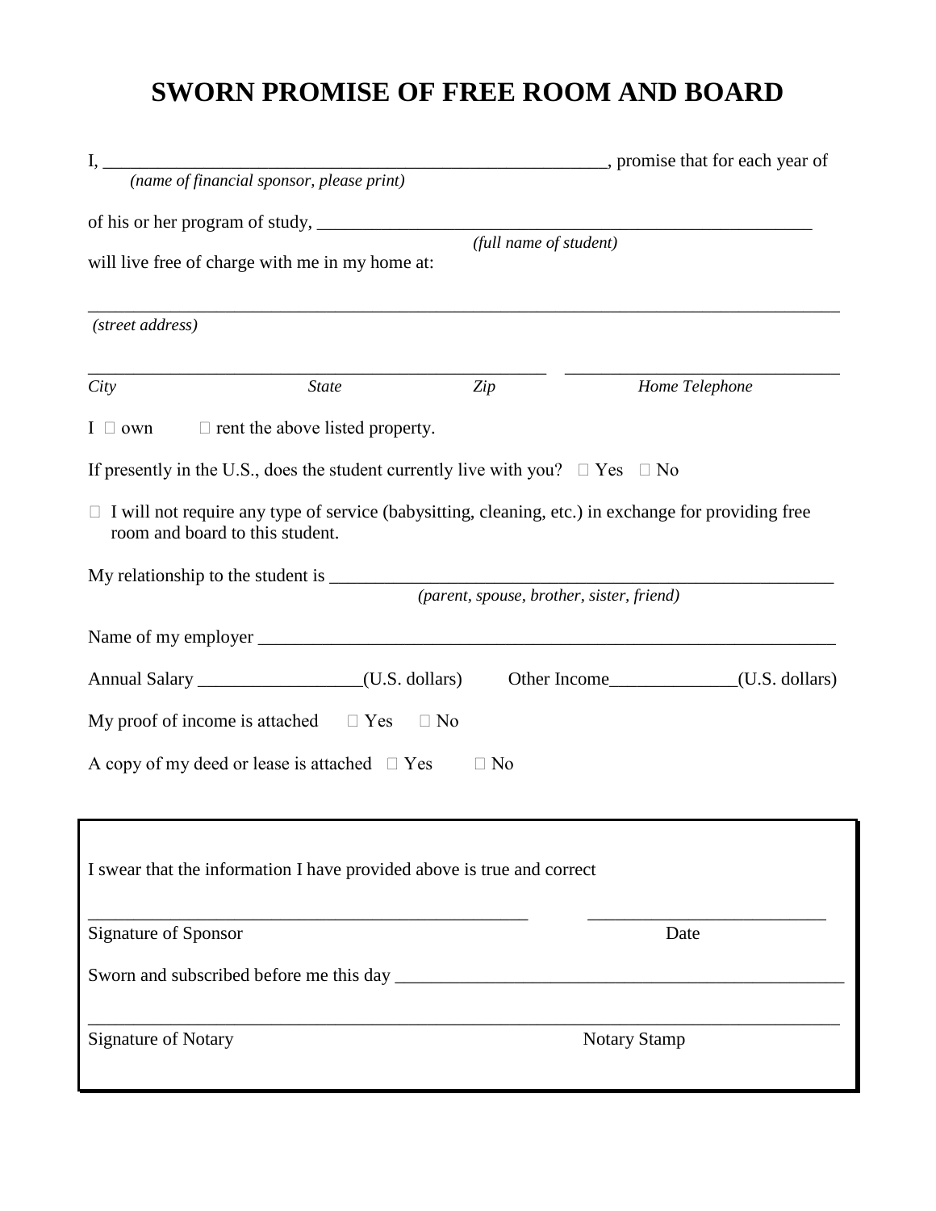# SWORN PROMISE OF FREE ROOM AND BOARD

I, _______________________________________________________, promise that for each year of
*(name of financial sponsor, please print)*

of his or her program of study, _______________________________________________________
*(full name of student)*

will live free of charge with me in my home at:

_____________________________________________________________________________
*(street address)*

_____________________________________________________ ________________________________
*City* *State* *Zip* *Home Telephone*

I ☐ own ☐ rent the above listed property.

If presently in the U.S., does the student currently live with you? ☐ Yes ☐ No

☐ I will not require any type of service (babysitting, cleaning, etc.) in exchange for providing free room and board to this student.

My relationship to the student is _______________________________________________________
*(parent, spouse, brother, sister, friend)*

Name of my employer _______________________________________________________________

Annual Salary __________________(U.S. dollars) Other Income______________(U.S. dollars)

My proof of income is attached ☐ Yes ☐ No

A copy of my deed or lease is attached ☐ Yes ☐ No

I swear that the information I have provided above is true and correct

__________________________________________________ __________________________
Signature of Sponsor Date

Sworn and subscribed before me this day __________________________________________________

_____________________________________________________________________________
Signature of Notary Notary Stamp